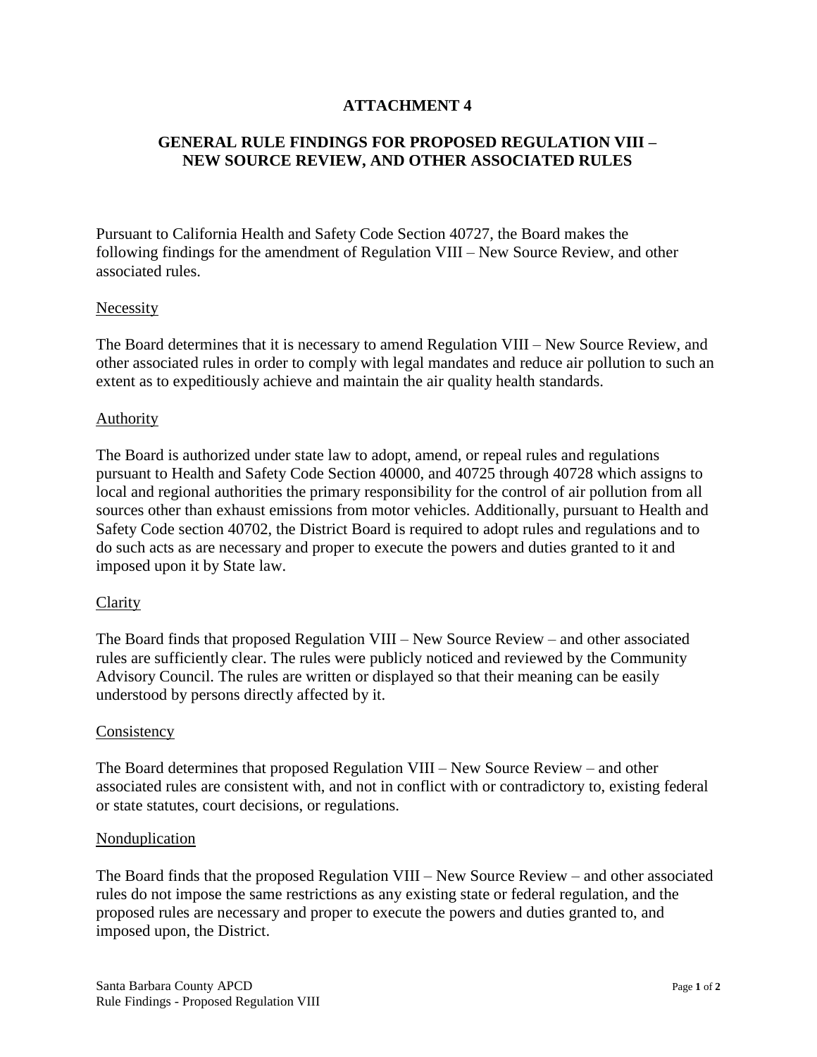# ATTACHMENT 4

## GENERAL RULE FINDINGS FOR PROPOSED REGULATION VIII – NEW SOURCE REVIEW, AND OTHER ASSOCIATED RULES

Pursuant to California Health and Safety Code Section 40727, the Board makes the following findings for the amendment of Regulation VIII – New Source Review, and other associated rules.

### Necessity

The Board determines that it is necessary to amend Regulation VIII – New Source Review, and other associated rules in order to comply with legal mandates and reduce air pollution to such an extent as to expeditiously achieve and maintain the air quality health standards.

### Authority

The Board is authorized under state law to adopt, amend, or repeal rules and regulations pursuant to Health and Safety Code Section 40000, and 40725 through 40728 which assigns to local and regional authorities the primary responsibility for the control of air pollution from all sources other than exhaust emissions from motor vehicles. Additionally, pursuant to Health and Safety Code section 40702, the District Board is required to adopt rules and regulations and to do such acts as are necessary and proper to execute the powers and duties granted to it and imposed upon it by State law.

### Clarity

The Board finds that proposed Regulation VIII – New Source Review – and other associated rules are sufficiently clear. The rules were publicly noticed and reviewed by the Community Advisory Council. The rules are written or displayed so that their meaning can be easily understood by persons directly affected by it.

### Consistency

The Board determines that proposed Regulation VIII – New Source Review – and other associated rules are consistent with, and not in conflict with or contradictory to, existing federal or state statutes, court decisions, or regulations.

### Nonduplication

The Board finds that the proposed Regulation VIII – New Source Review – and other associated rules do not impose the same restrictions as any existing state or federal regulation, and the proposed rules are necessary and proper to execute the powers and duties granted to, and imposed upon, the District.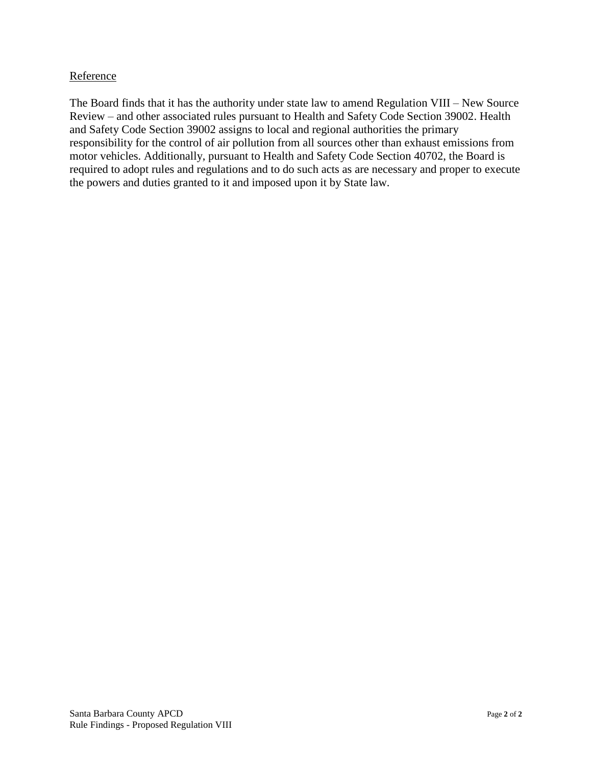Reference

The Board finds that it has the authority under state law to amend Regulation VIII – New Source Review – and other associated rules pursuant to Health and Safety Code Section 39002. Health and Safety Code Section 39002 assigns to local and regional authorities the primary responsibility for the control of air pollution from all sources other than exhaust emissions from motor vehicles. Additionally, pursuant to Health and Safety Code Section 40702, the Board is required to adopt rules and regulations and to do such acts as are necessary and proper to execute the powers and duties granted to it and imposed upon it by State law.